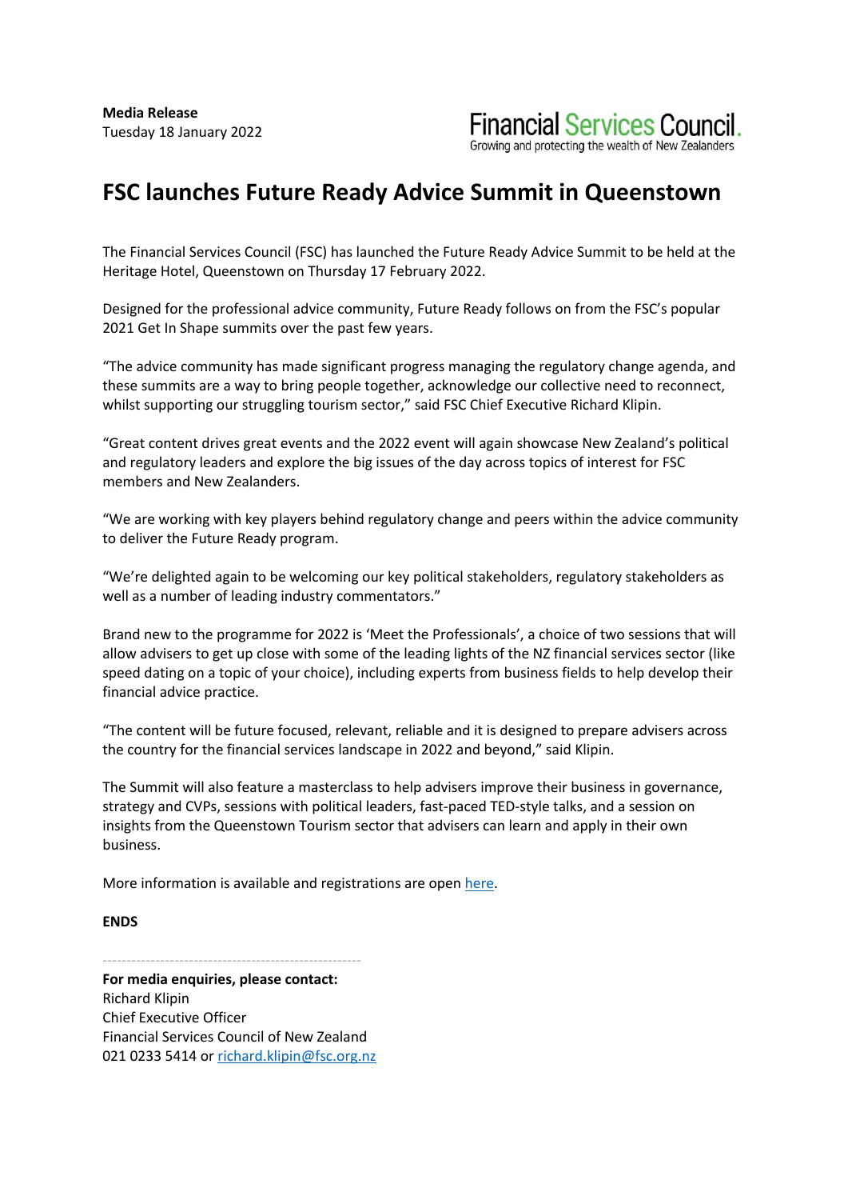**Media Release**
Tuesday 18 January 2022

Financial Services Council.
Growing and protecting the wealth of New Zealanders

# FSC launches Future Ready Advice Summit in Queenstown

The Financial Services Council (FSC) has launched the Future Ready Advice Summit to be held at the Heritage Hotel, Queenstown on Thursday 17 February 2022.

Designed for the professional advice community, Future Ready follows on from the FSC's popular 2021 Get In Shape summits over the past few years.

"The advice community has made significant progress managing the regulatory change agenda, and these summits are a way to bring people together, acknowledge our collective need to reconnect, whilst supporting our struggling tourism sector," said FSC Chief Executive Richard Klipin.

"Great content drives great events and the 2022 event will again showcase New Zealand's political and regulatory leaders and explore the big issues of the day across topics of interest for FSC members and New Zealanders.

"We are working with key players behind regulatory change and peers within the advice community to deliver the Future Ready program.

"We're delighted again to be welcoming our key political stakeholders, regulatory stakeholders as well as a number of leading industry commentators."

Brand new to the programme for 2022 is 'Meet the Professionals', a choice of two sessions that will allow advisers to get up close with some of the leading lights of the NZ financial services sector (like speed dating on a topic of your choice), including experts from business fields to help develop their financial advice practice.

"The content will be future focused, relevant, reliable and it is designed to prepare advisers across the country for the financial services landscape in 2022 and beyond," said Klipin.

The Summit will also feature a masterclass to help advisers improve their business in governance, strategy and CVPs, sessions with political leaders, fast-paced TED-style talks, and a session on insights from the Queenstown Tourism sector that advisers can learn and apply in their own business.

More information is available and registrations are open here.

**ENDS**

---

**For media enquiries, please contact:**
Richard Klipin
Chief Executive Officer
Financial Services Council of New Zealand
021 0233 5414 or richard.klipin@fsc.org.nz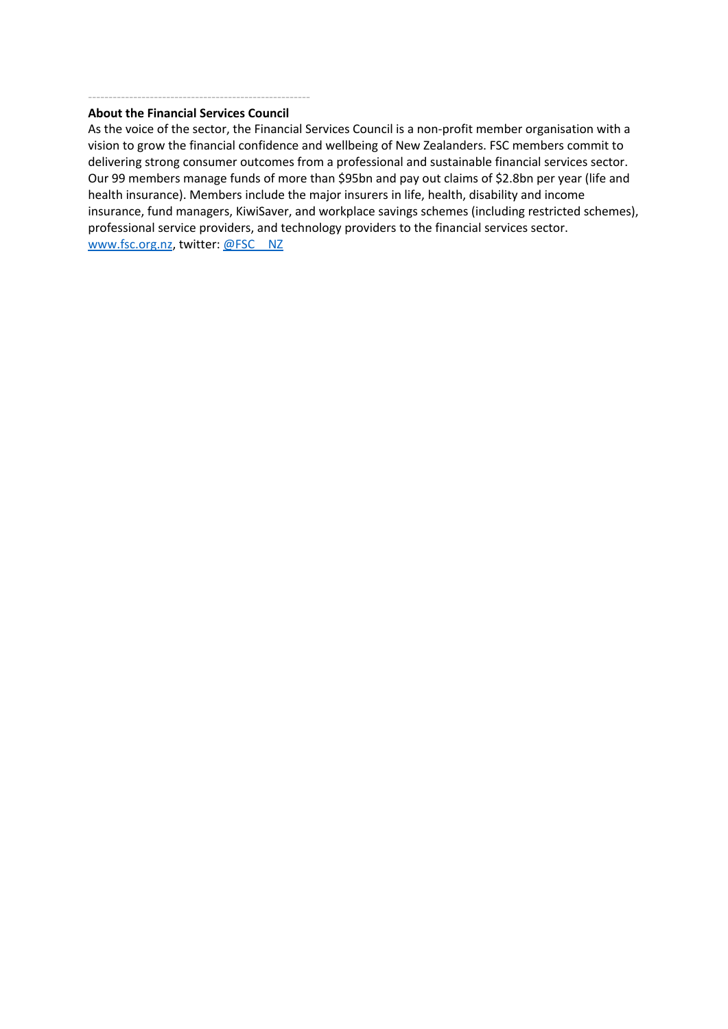---

**About the Financial Services Council**

As the voice of the sector, the Financial Services Council is a non-profit member organisation with a vision to grow the financial confidence and wellbeing of New Zealanders. FSC members commit to delivering strong consumer outcomes from a professional and sustainable financial services sector. Our 99 members manage funds of more than $95bn and pay out claims of $2.8bn per year (life and health insurance). Members include the major insurers in life, health, disability and income insurance, fund managers, KiwiSaver, and workplace savings schemes (including restricted schemes), professional service providers, and technology providers to the financial services sector.
www.fsc.org.nz, twitter: @FSC__NZ